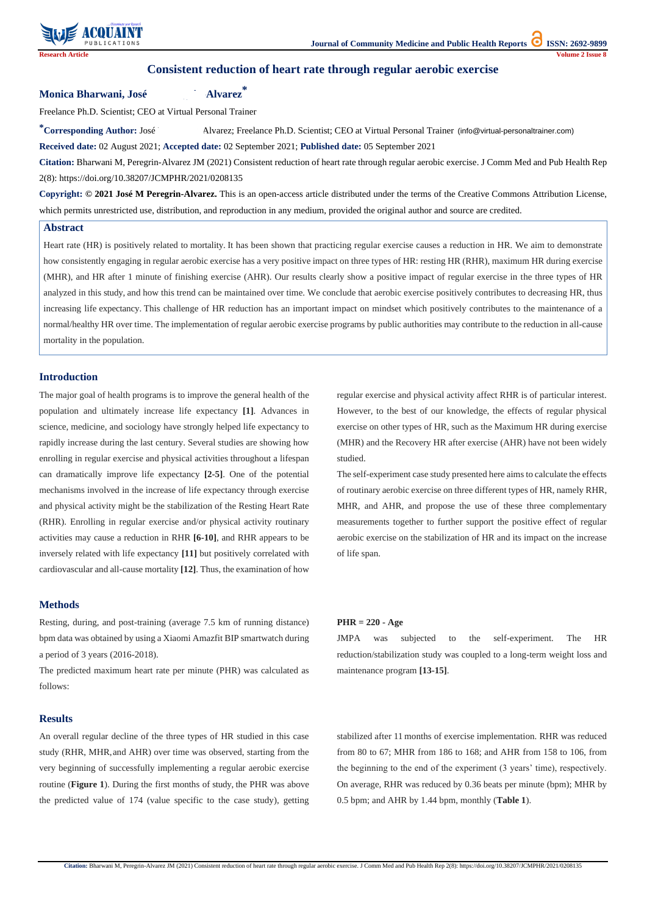Research Article

# Consistent reduction of heart rate through regular aerobic exercise

**Monica Bharwani, José Alvarez***

Freelance Ph.D. Scientist; CEO at Virtual Personal Trainer

***Corresponding Author:** José Alvarez; Freelance Ph.D. Scientist; CEO at Virtual Personal Trainer (info@virtual-personaltrainer.com)

**Received date:** 02 August 2021; **Accepted date:** 02 September 2021; **Published date:** 05 September 2021

**Citation:** Bharwani M, Peregrin-Alvarez JM (2021) Consistent reduction of heart rate through regular aerobic exercise. J Comm Med and Pub Health Rep 2(8): https://doi.org/10.38207/JCMPHR/2021/0208135

**Copyright: © 2021 José M Peregrin-Alvarez.** This is an open-access article distributed under the terms of the Creative Commons Attribution License, which permits unrestricted use, distribution, and reproduction in any medium, provided the original author and source are credited.

## Abstract

Heart rate (HR) is positively related to mortality. It has been shown that practicing regular exercise causes a reduction in HR. We aim to demonstrate how consistently engaging in regular aerobic exercise has a very positive impact on three types of HR: resting HR (RHR), maximum HR during exercise (MHR), and HR after 1 minute of finishing exercise (AHR). Our results clearly show a positive impact of regular exercise in the three types of HR analyzed in this study, and how this trend can be maintained over time. We conclude that aerobic exercise positively contributes to decreasing HR, thus increasing life expectancy. This challenge of HR reduction has an important impact on mindset which positively contributes to the maintenance of a normal/healthy HR over time. The implementation of regular aerobic exercise programs by public authorities may contribute to the reduction in all-cause mortality in the population.

## Introduction

The major goal of health programs is to improve the general health of the population and ultimately increase life expectancy **[1]**. Advances in science, medicine, and sociology have strongly helped life expectancy to rapidly increase during the last century. Several studies are showing how enrolling in regular exercise and physical activities throughout a lifespan can dramatically improve life expectancy **[2-5]**. One of the potential mechanisms involved in the increase of life expectancy through exercise and physical activity might be the stabilization of the Resting Heart Rate (RHR). Enrolling in regular exercise and/or physical activity routinary activities may cause a reduction in RHR **[6-10]**, and RHR appears to be inversely related with life expectancy **[11]** but positively correlated with cardiovascular and all-cause mortality **[12]**. Thus, the examination of how regular exercise and physical activity affect RHR is of particular interest. However, to the best of our knowledge, the effects of regular physical exercise on other types of HR, such as the Maximum HR during exercise (MHR) and the Recovery HR after exercise (AHR) have not been widely studied.

The self-experiment case study presented here aims to calculate the effects of routinary aerobic exercise on three different types of HR, namely RHR, MHR, and AHR, and propose the use of these three complementary measurements together to further support the positive effect of regular aerobic exercise on the stabilization of HR and its impact on the increase of life span.

## Methods

Resting, during, and post-training (average 7.5 km of running distance) bpm data was obtained by using a Xiaomi Amazfit BIP smartwatch during a period of 3 years (2016-2018).

The predicted maximum heart rate per minute (PHR) was calculated as follows:

**PHR = 220 - Age**

JMPA was subjected to the self-experiment. The HR reduction/stabilization study was coupled to a long-term weight loss and maintenance program **[13-15]**.

## Results

An overall regular decline of the three types of HR studied in this case study (RHR, MHR, and AHR) over time was observed, starting from the very beginning of successfully implementing a regular aerobic exercise routine (**Figure 1**). During the first months of study, the PHR was above the predicted value of 174 (value specific to the case study), getting stabilized after 11 months of exercise implementation. RHR was reduced from 80 to 67; MHR from 186 to 168; and AHR from 158 to 106, from the beginning to the end of the experiment (3 years' time), respectively. On average, RHR was reduced by 0.36 beats per minute (bpm); MHR by 0.5 bpm; and AHR by 1.44 bpm, monthly (**Table 1**).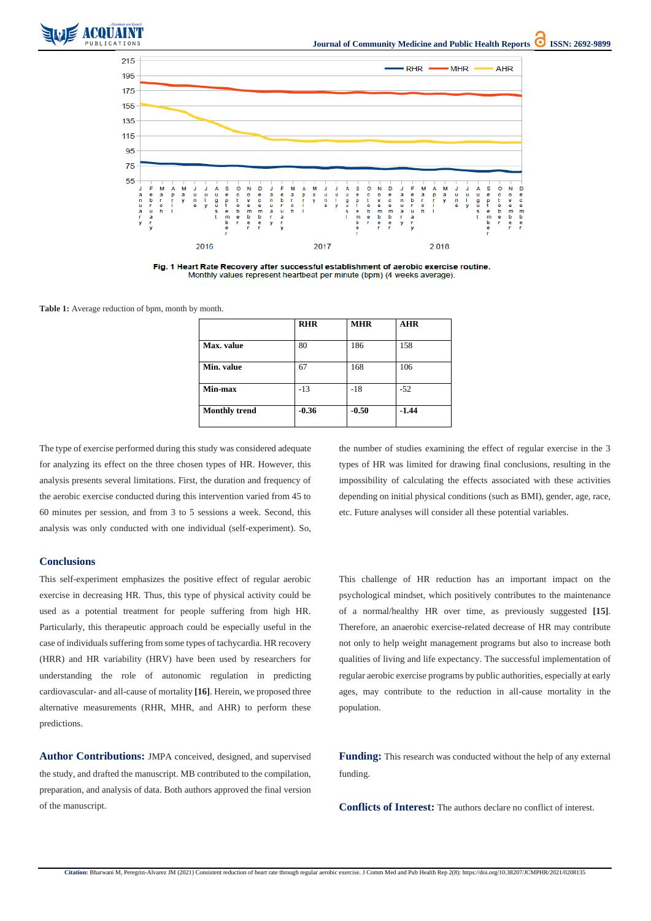Fig. 1 Heart Rate Recovery after successful establishment of aerobic exercise routine.
Monthly values represent heartbeat per minute (bpm) (4 weeks average).

**Table 1:** Average reduction of bpm, month by month.

| | **RHR** | **MHR** | **AHR** |
|---|---|---|---|
| **Max. value** | 80 | 186 | 158 |
| **Min. value** | 67 | 168 | 106 |
| **Min-max** | -13 | -18 | -52 |
| **Monthly trend** | **-0.36** | **-0.50** | **-1.44** |

The type of exercise performed during this study was considered adequate for analyzing its effect on the three chosen types of HR. However, this analysis presents several limitations. First, the duration and frequency of the aerobic exercise conducted during this intervention varied from 45 to 60 minutes per session, and from 3 to 5 sessions a week. Second, this analysis was only conducted with one individual (self-experiment). So, the number of studies examining the effect of regular exercise in the 3 types of HR was limited for drawing final conclusions, resulting in the impossibility of calculating the effects associated with these activities depending on initial physical conditions (such as BMI), gender, age, race, etc. Future analyses will consider all these potential variables.

## Conclusions

This self-experiment emphasizes the positive effect of regular aerobic exercise in decreasing HR. Thus, this type of physical activity could be used as a potential treatment for people suffering from high HR. Particularly, this therapeutic approach could be especially useful in the case of individuals suffering from some types of tachycardia. HR recovery (HRR) and HR variability (HRV) have been used by researchers for understanding the role of autonomic regulation in predicting cardiovascular- and all-cause of mortality **[16]**. Herein, we proposed three alternative measurements (RHR, MHR, and AHR) to perform these predictions.

This challenge of HR reduction has an important impact on the psychological mindset, which positively contributes to the maintenance of a normal/healthy HR over time, as previously suggested **[15]**. Therefore, an anaerobic exercise-related decrease of HR may contribute not only to help weight management programs but also to increase both qualities of living and life expectancy. The successful implementation of regular aerobic exercise programs by public authorities, especially at early ages, may contribute to the reduction in all-cause mortality in the population.

**Author Contributions:** JMPA conceived, designed, and supervised the study, and drafted the manuscript. MB contributed to the compilation, preparation, and analysis of data. Both authors approved the final version of the manuscript.

**Funding:** This research was conducted without the help of any external funding.

**Conflicts of Interest:** The authors declare no conflict of interest.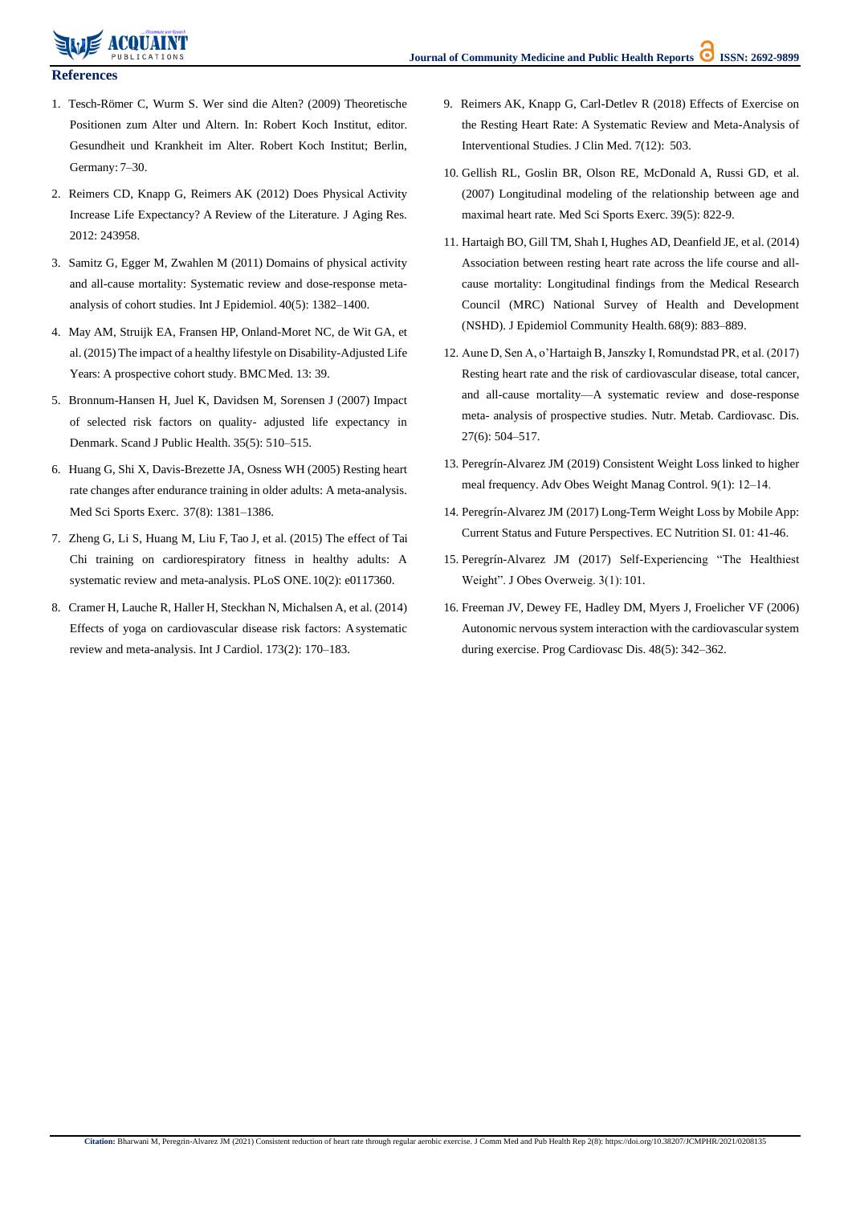## References

1. Tesch-Römer C, Wurm S. Wer sind die Alten? (2009) Theoretische Positionen zum Alter und Altern. In: Robert Koch Institut, editor. Gesundheit und Krankheit im Alter. Robert Koch Institut; Berlin, Germany: 7–30.
2. Reimers CD, Knapp G, Reimers AK (2012) Does Physical Activity Increase Life Expectancy? A Review of the Literature. J Aging Res. 2012: 243958.
3. Samitz G, Egger M, Zwahlen M (2011) Domains of physical activity and all-cause mortality: Systematic review and dose-response meta-analysis of cohort studies. Int J Epidemiol. 40(5): 1382–1400.
4. May AM, Struijk EA, Fransen HP, Onland-Moret NC, de Wit GA, et al. (2015) The impact of a healthy lifestyle on Disability-Adjusted Life Years: A prospective cohort study. BMC Med. 13: 39.
5. Bronnum-Hansen H, Juel K, Davidsen M, Sorensen J (2007) Impact of selected risk factors on quality- adjusted life expectancy in Denmark. Scand J Public Health. 35(5): 510–515.
6. Huang G, Shi X, Davis-Brezette JA, Osness WH (2005) Resting heart rate changes after endurance training in older adults: A meta-analysis. Med Sci Sports Exerc. 37(8): 1381–1386.
7. Zheng G, Li S, Huang M, Liu F, Tao J, et al. (2015) The effect of Tai Chi training on cardiorespiratory fitness in healthy adults: A systematic review and meta-analysis. PLoS ONE. 10(2): e0117360.
8. Cramer H, Lauche R, Haller H, Steckhan N, Michalsen A, et al. (2014) Effects of yoga on cardiovascular disease risk factors: A systematic review and meta-analysis. Int J Cardiol. 173(2): 170–183.
9. Reimers AK, Knapp G, Carl-Detlev R (2018) Effects of Exercise on the Resting Heart Rate: A Systematic Review and Meta-Analysis of Interventional Studies. J Clin Med. 7(12): 503.
10. Gellish RL, Goslin BR, Olson RE, McDonald A, Russi GD, et al. (2007) Longitudinal modeling of the relationship between age and maximal heart rate. Med Sci Sports Exerc. 39(5): 822-9.
11. Hartaigh BO, Gill TM, Shah I, Hughes AD, Deanfield JE, et al. (2014) Association between resting heart rate across the life course and all-cause mortality: Longitudinal findings from the Medical Research Council (MRC) National Survey of Health and Development (NSHD). J Epidemiol Community Health. 68(9): 883–889.
12. Aune D, Sen A, o'Hartaigh B, Janszky I, Romundstad PR, et al. (2017) Resting heart rate and the risk of cardiovascular disease, total cancer, and all-cause mortality—A systematic review and dose-response meta- analysis of prospective studies. Nutr. Metab. Cardiovasc. Dis. 27(6): 504–517.
13. Peregrín-Alvarez JM (2019) Consistent Weight Loss linked to higher meal frequency. Adv Obes Weight Manag Control. 9(1): 12–14.
14. Peregrín-Alvarez JM (2017) Long-Term Weight Loss by Mobile App: Current Status and Future Perspectives. EC Nutrition SI. 01: 41-46.
15. Peregrín-Alvarez JM (2017) Self-Experiencing "The Healthiest Weight". J Obes Overweig. 3(1): 101.
16. Freeman JV, Dewey FE, Hadley DM, Myers J, Froelicher VF (2006) Autonomic nervous system interaction with the cardiovascular system during exercise. Prog Cardiovasc Dis. 48(5): 342–362.